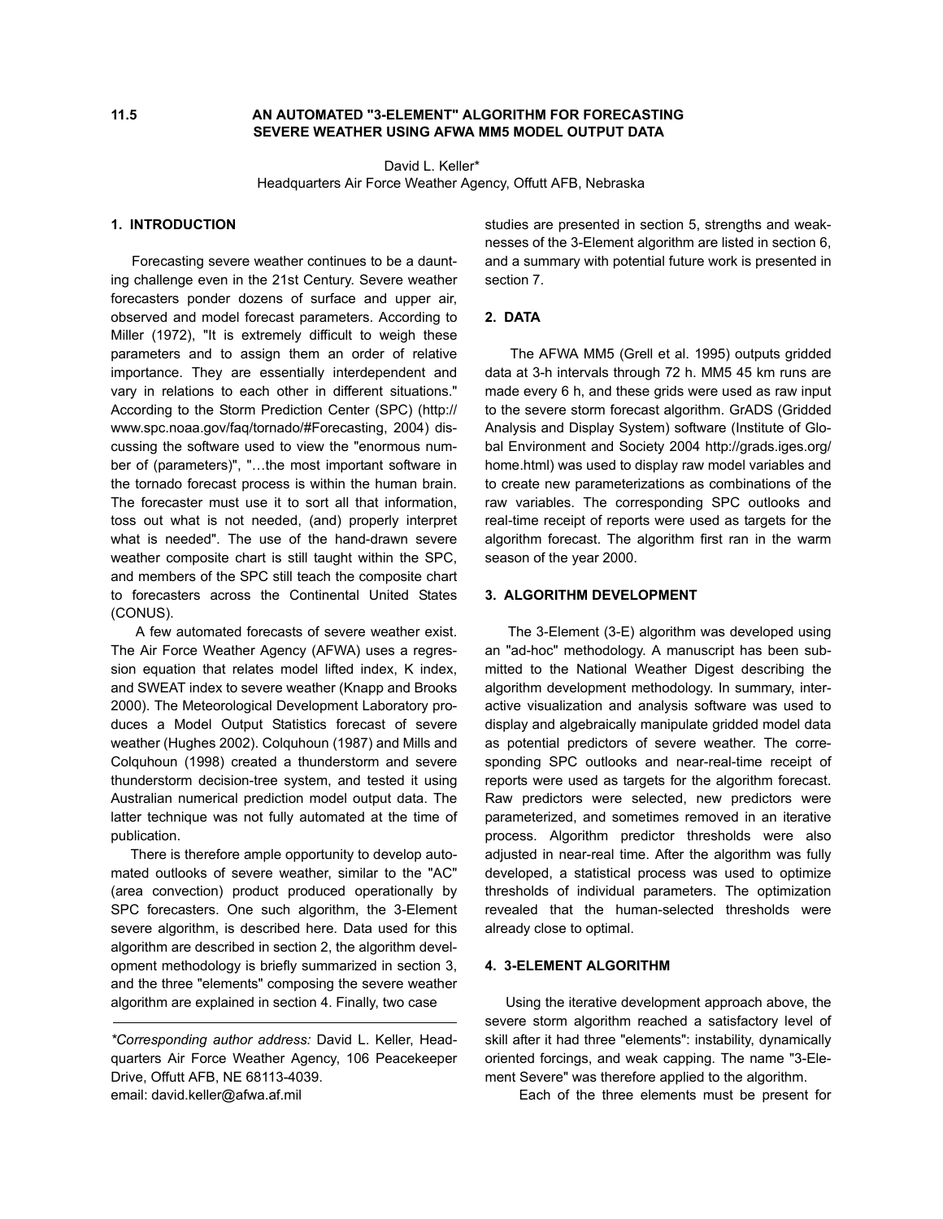11.5

# AN AUTOMATED "3-ELEMENT" ALGORITHM FOR FORECASTING SEVERE WEATHER USING AFWA MM5 MODEL OUTPUT DATA

David L. Keller*
Headquarters Air Force Weather Agency, Offutt AFB, Nebraska

## 1. INTRODUCTION

Forecasting severe weather continues to be a daunting challenge even in the 21st Century. Severe weather forecasters ponder dozens of surface and upper air, observed and model forecast parameters. According to Miller (1972), "It is extremely difficult to weigh these parameters and to assign them an order of relative importance. They are essentially interdependent and vary in relations to each other in different situations." According to the Storm Prediction Center (SPC) (http://www.spc.noaa.gov/faq/tornado/#Forecasting, 2004) discussing the software used to view the "enormous number of (parameters)", "…the most important software in the tornado forecast process is within the human brain. The forecaster must use it to sort all that information, toss out what is not needed, (and) properly interpret what is needed". The use of the hand-drawn severe weather composite chart is still taught within the SPC, and members of the SPC still teach the composite chart to forecasters across the Continental United States (CONUS).

A few automated forecasts of severe weather exist. The Air Force Weather Agency (AFWA) uses a regression equation that relates model lifted index, K index, and SWEAT index to severe weather (Knapp and Brooks 2000). The Meteorological Development Laboratory produces a Model Output Statistics forecast of severe weather (Hughes 2002). Colquhoun (1987) and Mills and Colquhoun (1998) created a thunderstorm and severe thunderstorm decision-tree system, and tested it using Australian numerical prediction model output data. The latter technique was not fully automated at the time of publication.

There is therefore ample opportunity to develop automated outlooks of severe weather, similar to the "AC" (area convection) product produced operationally by SPC forecasters. One such algorithm, the 3-Element severe algorithm, is described here. Data used for this algorithm are described in section 2, the algorithm development methodology is briefly summarized in section 3, and the three "elements" composing the severe weather algorithm are explained in section 4. Finally, two case studies are presented in section 5, strengths and weaknesses of the 3-Element algorithm are listed in section 6, and a summary with potential future work is presented in section 7.

*Corresponding author address:* David L. Keller, Headquarters Air Force Weather Agency, 106 Peacekeeper Drive, Offutt AFB, NE 68113-4039.
email: david.keller@afwa.af.mil

## 2. DATA

The AFWA MM5 (Grell et al. 1995) outputs gridded data at 3-h intervals through 72 h. MM5 45 km runs are made every 6 h, and these grids were used as raw input to the severe storm forecast algorithm. GrADS (Gridded Analysis and Display System) software (Institute of Global Environment and Society 2004 http://grads.iges.org/home.html) was used to display raw model variables and to create new parameterizations as combinations of the raw variables. The corresponding SPC outlooks and real-time receipt of reports were used as targets for the algorithm forecast. The algorithm first ran in the warm season of the year 2000.

## 3. ALGORITHM DEVELOPMENT

The 3-Element (3-E) algorithm was developed using an "ad-hoc" methodology. A manuscript has been submitted to the National Weather Digest describing the algorithm development methodology. In summary, interactive visualization and analysis software was used to display and algebraically manipulate gridded model data as potential predictors of severe weather. The corresponding SPC outlooks and near-real-time receipt of reports were used as targets for the algorithm forecast. Raw predictors were selected, new predictors were parameterized, and sometimes removed in an iterative process. Algorithm predictor thresholds were also adjusted in near-real time. After the algorithm was fully developed, a statistical process was used to optimize thresholds of individual parameters. The optimization revealed that the human-selected thresholds were already close to optimal.

## 4. 3-ELEMENT ALGORITHM

Using the iterative development approach above, the severe storm algorithm reached a satisfactory level of skill after it had three "elements": instability, dynamically oriented forcings, and weak capping. The name "3-Element Severe" was therefore applied to the algorithm.

Each of the three elements must be present for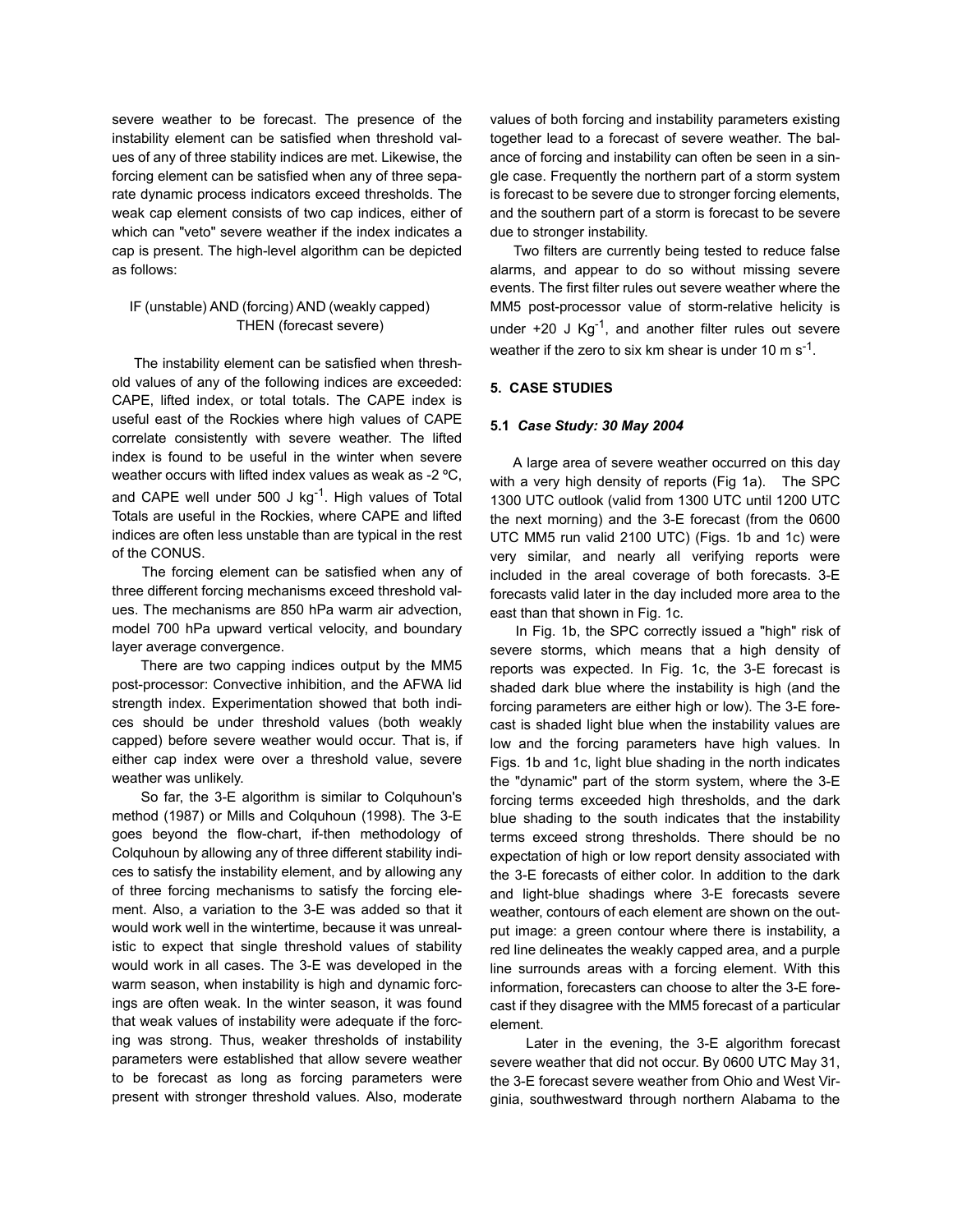severe weather to be forecast. The presence of the instability element can be satisfied when threshold values of any of three stability indices are met. Likewise, the forcing element can be satisfied when any of three separate dynamic process indicators exceed thresholds. The weak cap element consists of two cap indices, either of which can "veto" severe weather if the index indicates a cap is present. The high-level algorithm can be depicted as follows:

IF (unstable) AND (forcing) AND (weakly capped) THEN (forecast severe)

The instability element can be satisfied when threshold values of any of the following indices are exceeded: CAPE, lifted index, or total totals. The CAPE index is useful east of the Rockies where high values of CAPE correlate consistently with severe weather. The lifted index is found to be useful in the winter when severe weather occurs with lifted index values as weak as -2 ºC, and CAPE well under 500 J $kg^{-1}$. High values of Total Totals are useful in the Rockies, where CAPE and lifted indices are often less unstable than are typical in the rest of the CONUS.

The forcing element can be satisfied when any of three different forcing mechanisms exceed threshold values. The mechanisms are 850 hPa warm air advection, model 700 hPa upward vertical velocity, and boundary layer average convergence.

There are two capping indices output by the MM5 post-processor: Convective inhibition, and the AFWA lid strength index. Experimentation showed that both indices should be under threshold values (both weakly capped) before severe weather would occur. That is, if either cap index were over a threshold value, severe weather was unlikely.

So far, the 3-E algorithm is similar to Colquhoun's method (1987) or Mills and Colquhoun (1998). The 3-E goes beyond the flow-chart, if-then methodology of Colquhoun by allowing any of three different stability indices to satisfy the instability element, and by allowing any of three forcing mechanisms to satisfy the forcing element. Also, a variation to the 3-E was added so that it would work well in the wintertime, because it was unrealistic to expect that single threshold values of stability would work in all cases. The 3-E was developed in the warm season, when instability is high and dynamic forcings are often weak. In the winter season, it was found that weak values of instability were adequate if the forcing was strong. Thus, weaker thresholds of instability parameters were established that allow severe weather to be forecast as long as forcing parameters were present with stronger threshold values. Also, moderate values of both forcing and instability parameters existing together lead to a forecast of severe weather. The balance of forcing and instability can often be seen in a single case. Frequently the northern part of a storm system is forecast to be severe due to stronger forcing elements, and the southern part of a storm is forecast to be severe due to stronger instability.

Two filters are currently being tested to reduce false alarms, and appear to do so without missing severe events. The first filter rules out severe weather where the MM5 post-processor value of storm-relative helicity is under +20 J $Kg^{-1}$, and another filter rules out severe weather if the zero to six km shear is under 10 m $s^{-1}$.

## 5. CASE STUDIES

### 5.1 *Case Study: 30 May 2004*

A large area of severe weather occurred on this day with a very high density of reports (Fig 1a). The SPC 1300 UTC outlook (valid from 1300 UTC until 1200 UTC the next morning) and the 3-E forecast (from the 0600 UTC MM5 run valid 2100 UTC) (Figs. 1b and 1c) were very similar, and nearly all verifying reports were included in the areal coverage of both forecasts. 3-E forecasts valid later in the day included more area to the east than that shown in Fig. 1c.

In Fig. 1b, the SPC correctly issued a "high" risk of severe storms, which means that a high density of reports was expected. In Fig. 1c, the 3-E forecast is shaded dark blue where the instability is high (and the forcing parameters are either high or low). The 3-E forecast is shaded light blue when the instability values are low and the forcing parameters have high values. In Figs. 1b and 1c, light blue shading in the north indicates the "dynamic" part of the storm system, where the 3-E forcing terms exceeded high thresholds, and the dark blue shading to the south indicates that the instability terms exceed strong thresholds. There should be no expectation of high or low report density associated with the 3-E forecasts of either color. In addition to the dark and light-blue shadings where 3-E forecasts severe weather, contours of each element are shown on the output image: a green contour where there is instability, a red line delineates the weakly capped area, and a purple line surrounds areas with a forcing element. With this information, forecasters can choose to alter the 3-E forecast if they disagree with the MM5 forecast of a particular element.

Later in the evening, the 3-E algorithm forecast severe weather that did not occur. By 0600 UTC May 31, the 3-E forecast severe weather from Ohio and West Virginia, southwestward through northern Alabama to the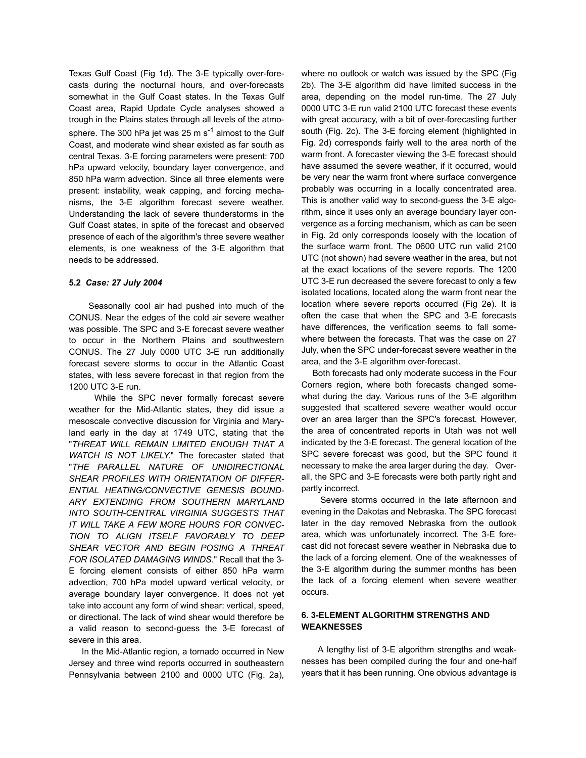Texas Gulf Coast (Fig 1d). The 3-E typically over-forecasts during the nocturnal hours, and over-forecasts somewhat in the Gulf Coast states. In the Texas Gulf Coast area, Rapid Update Cycle analyses showed a trough in the Plains states through all levels of the atmosphere. The 300 hPa jet was 25 m $s^{-1}$ almost to the Gulf Coast, and moderate wind shear existed as far south as central Texas. 3-E forcing parameters were present: 700 hPa upward velocity, boundary layer convergence, and 850 hPa warm advection. Since all three elements were present: instability, weak capping, and forcing mechanisms, the 3-E algorithm forecast severe weather. Understanding the lack of severe thunderstorms in the Gulf Coast states, in spite of the forecast and observed presence of each of the algorithm's three severe weather elements, is one weakness of the 3-E algorithm that needs to be addressed.

### 5.2 *Case: 27 July 2004*

Seasonally cool air had pushed into much of the CONUS. Near the edges of the cold air severe weather was possible. The SPC and 3-E forecast severe weather to occur in the Northern Plains and southwestern CONUS. The 27 July 0000 UTC 3-E run additionally forecast severe storms to occur in the Atlantic Coast states, with less severe forecast in that region from the 1200 UTC 3-E run.

While the SPC never formally forecast severe weather for the Mid-Atlantic states, they did issue a mesoscale convective discussion for Virginia and Maryland early in the day at 1749 UTC, stating that the "*THREAT WILL REMAIN LIMITED ENOUGH THAT A WATCH IS NOT LIKELY.*" The forecaster stated that "*THE PARALLEL NATURE OF UNIDIRECTIONAL SHEAR PROFILES WITH ORIENTATION OF DIFFERENTIAL HEATING/CONVECTIVE GENESIS BOUNDARY EXTENDING FROM SOUTHERN MARYLAND INTO SOUTH-CENTRAL VIRGINIA SUGGESTS THAT IT WILL TAKE A FEW MORE HOURS FOR CONVECTION TO ALIGN ITSELF FAVORABLY TO DEEP SHEAR VECTOR AND BEGIN POSING A THREAT FOR ISOLATED DAMAGING WINDS*." Recall that the 3-E forcing element consists of either 850 hPa warm advection, 700 hPa model upward vertical velocity, or average boundary layer convergence. It does not yet take into account any form of wind shear: vertical, speed, or directional. The lack of wind shear would therefore be a valid reason to second-guess the 3-E forecast of severe in this area.

In the Mid-Atlantic region, a tornado occurred in New Jersey and three wind reports occurred in southeastern Pennsylvania between 2100 and 0000 UTC (Fig. 2a), where no outlook or watch was issued by the SPC (Fig 2b). The 3-E algorithm did have limited success in the area, depending on the model run-time. The 27 July 0000 UTC 3-E run valid 2100 UTC forecast these events with great accuracy, with a bit of over-forecasting further south (Fig. 2c). The 3-E forcing element (highlighted in Fig. 2d) corresponds fairly well to the area north of the warm front. A forecaster viewing the 3-E forecast should have assumed the severe weather, if it occurred, would be very near the warm front where surface convergence probably was occurring in a locally concentrated area. This is another valid way to second-guess the 3-E algorithm, since it uses only an average boundary layer convergence as a forcing mechanism, which as can be seen in Fig. 2d only corresponds loosely with the location of the surface warm front. The 0600 UTC run valid 2100 UTC (not shown) had severe weather in the area, but not at the exact locations of the severe reports. The 1200 UTC 3-E run decreased the severe forecast to only a few isolated locations, located along the warm front near the location where severe reports occurred (Fig 2e). It is often the case that when the SPC and 3-E forecasts have differences, the verification seems to fall somewhere between the forecasts. That was the case on 27 July, when the SPC under-forecast severe weather in the area, and the 3-E algorithm over-forecast.

Both forecasts had only moderate success in the Four Corners region, where both forecasts changed somewhat during the day. Various runs of the 3-E algorithm suggested that scattered severe weather would occur over an area larger than the SPC's forecast. However, the area of concentrated reports in Utah was not well indicated by the 3-E forecast. The general location of the SPC severe forecast was good, but the SPC found it necessary to make the area larger during the day. Overall, the SPC and 3-E forecasts were both partly right and partly incorrect.

Severe storms occurred in the late afternoon and evening in the Dakotas and Nebraska. The SPC forecast later in the day removed Nebraska from the outlook area, which was unfortunately incorrect. The 3-E forecast did not forecast severe weather in Nebraska due to the lack of a forcing element. One of the weaknesses of the 3-E algorithm during the summer months has been the lack of a forcing element when severe weather occurs.

## 6. 3-ELEMENT ALGORITHM STRENGTHS AND WEAKNESSES

A lengthy list of 3-E algorithm strengths and weaknesses has been compiled during the four and one-half years that it has been running. One obvious advantage is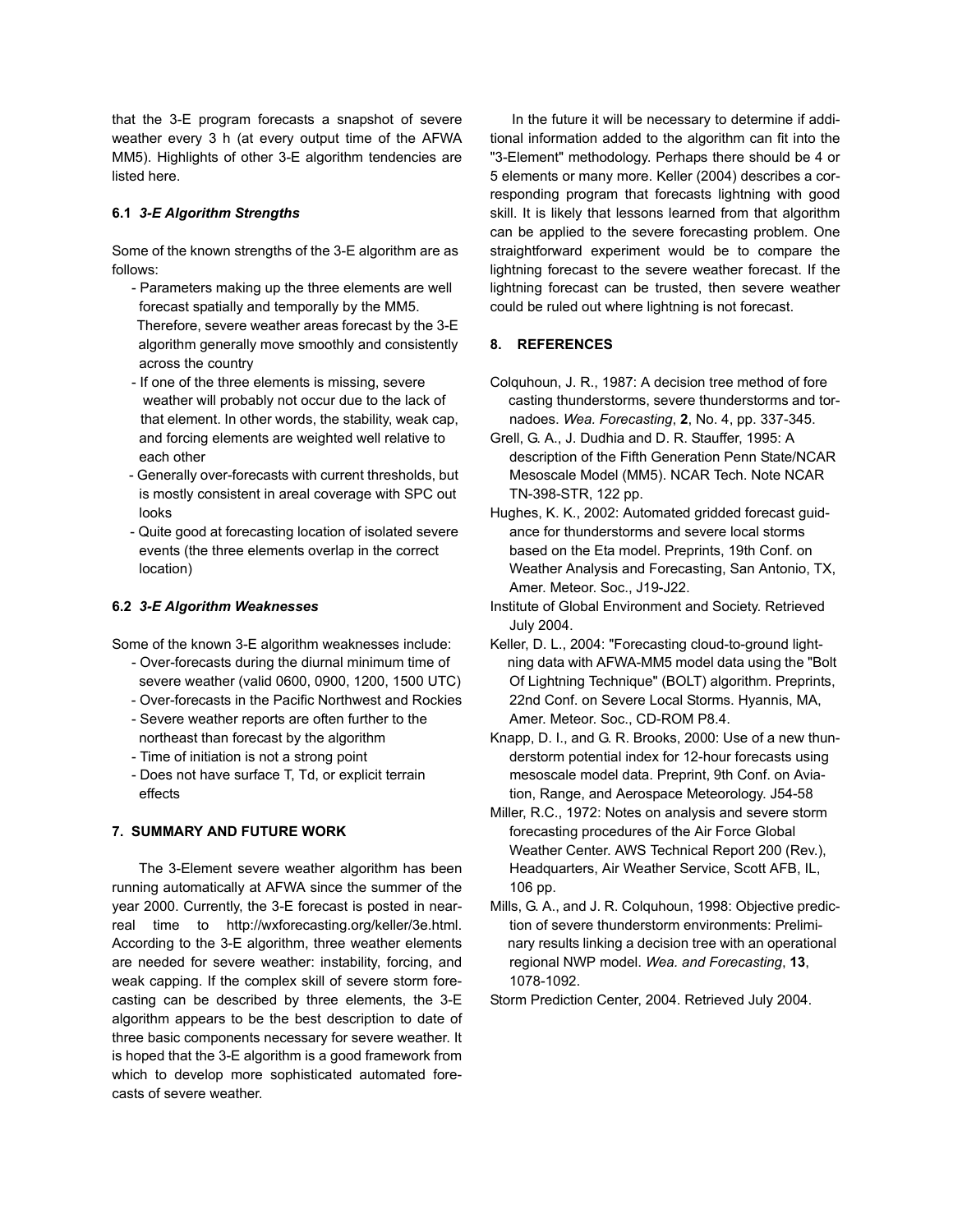that the 3-E program forecasts a snapshot of severe weather every 3 h (at every output time of the AFWA MM5). Highlights of other 3-E algorithm tendencies are listed here.

### 6.1 *3-E Algorithm Strengths*

Some of the known strengths of the 3-E algorithm are as follows:

- Parameters making up the three elements are well forecast spatially and temporally by the MM5. Therefore, severe weather areas forecast by the 3-E algorithm generally move smoothly and consistently across the country
- If one of the three elements is missing, severe weather will probably not occur due to the lack of that element. In other words, the stability, weak cap, and forcing elements are weighted well relative to each other
- Generally over-forecasts with current thresholds, but is mostly consistent in areal coverage with SPC out looks
- Quite good at forecasting location of isolated severe events (the three elements overlap in the correct location)

### 6.2 *3-E Algorithm Weaknesses*

Some of the known 3-E algorithm weaknesses include:

- Over-forecasts during the diurnal minimum time of severe weather (valid 0600, 0900, 1200, 1500 UTC)
- Over-forecasts in the Pacific Northwest and Rockies
- Severe weather reports are often further to the northeast than forecast by the algorithm
- Time of initiation is not a strong point
- Does not have surface T, Td, or explicit terrain effects

## 7. SUMMARY AND FUTURE WORK

The 3-Element severe weather algorithm has been running automatically at AFWA since the summer of the year 2000. Currently, the 3-E forecast is posted in near-real time to http://wxforecasting.org/keller/3e.html. According to the 3-E algorithm, three weather elements are needed for severe weather: instability, forcing, and weak capping. If the complex skill of severe storm forecasting can be described by three elements, the 3-E algorithm appears to be the best description to date of three basic components necessary for severe weather. It is hoped that the 3-E algorithm is a good framework from which to develop more sophisticated automated forecasts of severe weather.

In the future it will be necessary to determine if additional information added to the algorithm can fit into the "3-Element" methodology. Perhaps there should be 4 or 5 elements or many more. Keller (2004) describes a corresponding program that forecasts lightning with good skill. It is likely that lessons learned from that algorithm can be applied to the severe forecasting problem. One straightforward experiment would be to compare the lightning forecast to the severe weather forecast. If the lightning forecast can be trusted, then severe weather could be ruled out where lightning is not forecast.

## 8. REFERENCES

Colquhoun, J. R., 1987: A decision tree method of fore casting thunderstorms, severe thunderstorms and tornadoes. *Wea. Forecasting*, **2**, No. 4, pp. 337-345.

Grell, G. A., J. Dudhia and D. R. Stauffer, 1995: A description of the Fifth Generation Penn State/NCAR Mesoscale Model (MM5). NCAR Tech. Note NCAR TN-398-STR, 122 pp.

Hughes, K. K., 2002: Automated gridded forecast guidance for thunderstorms and severe local storms based on the Eta model. Preprints, 19th Conf. on Weather Analysis and Forecasting, San Antonio, TX, Amer. Meteor. Soc., J19-J22.

Institute of Global Environment and Society. Retrieved July 2004.

Keller, D. L., 2004: "Forecasting cloud-to-ground lightning data with AFWA-MM5 model data using the "Bolt Of Lightning Technique" (BOLT) algorithm. Preprints, 22nd Conf. on Severe Local Storms. Hyannis, MA, Amer. Meteor. Soc., CD-ROM P8.4.

Knapp, D. I., and G. R. Brooks, 2000: Use of a new thunderstorm potential index for 12-hour forecasts using mesoscale model data. Preprint, 9th Conf. on Aviation, Range, and Aerospace Meteorology. J54-58

Miller, R.C., 1972: Notes on analysis and severe storm forecasting procedures of the Air Force Global Weather Center. AWS Technical Report 200 (Rev.), Headquarters, Air Weather Service, Scott AFB, IL, 106 pp.

Mills, G. A., and J. R. Colquhoun, 1998: Objective prediction of severe thunderstorm environments: Preliminary results linking a decision tree with an operational regional NWP model. *Wea. and Forecasting*, **13**, 1078-1092.

Storm Prediction Center, 2004. Retrieved July 2004.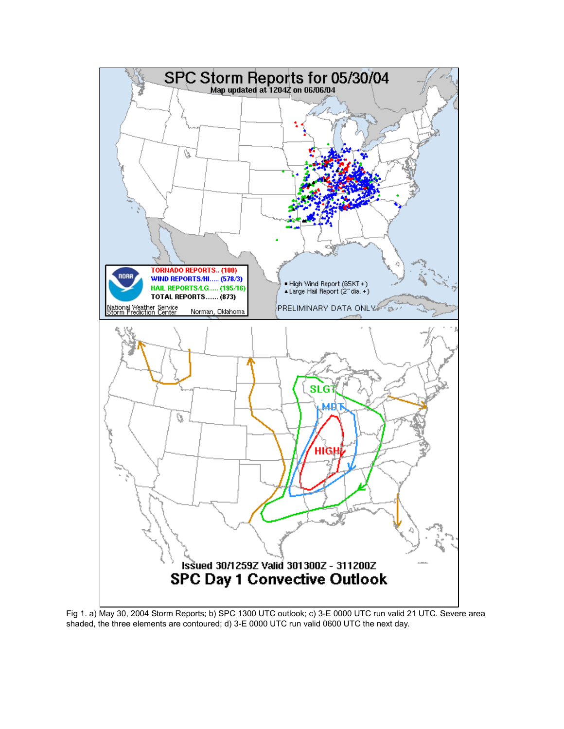Fig 1. a) May 30, 2004 Storm Reports; b) SPC 1300 UTC outlook; c) 3-E 0000 UTC run valid 21 UTC. Severe area shaded, the three elements are contoured; d) 3-E 0000 UTC run valid 0600 UTC the next day.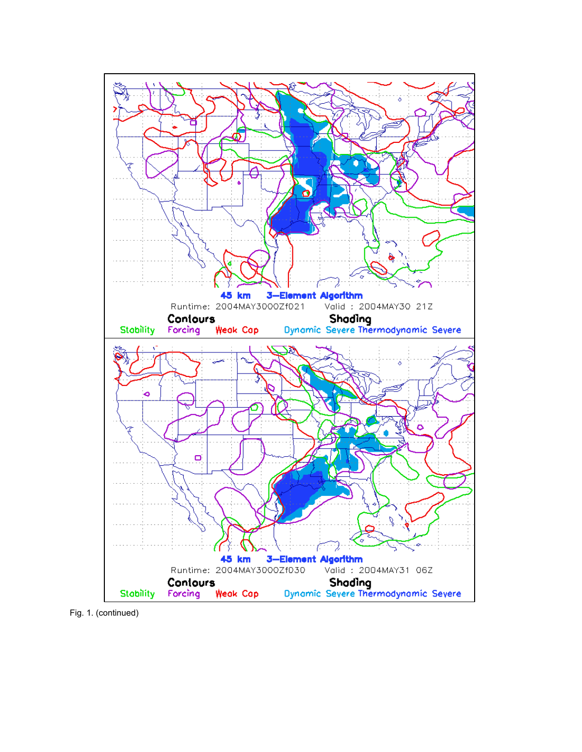Fig. 1. (continued)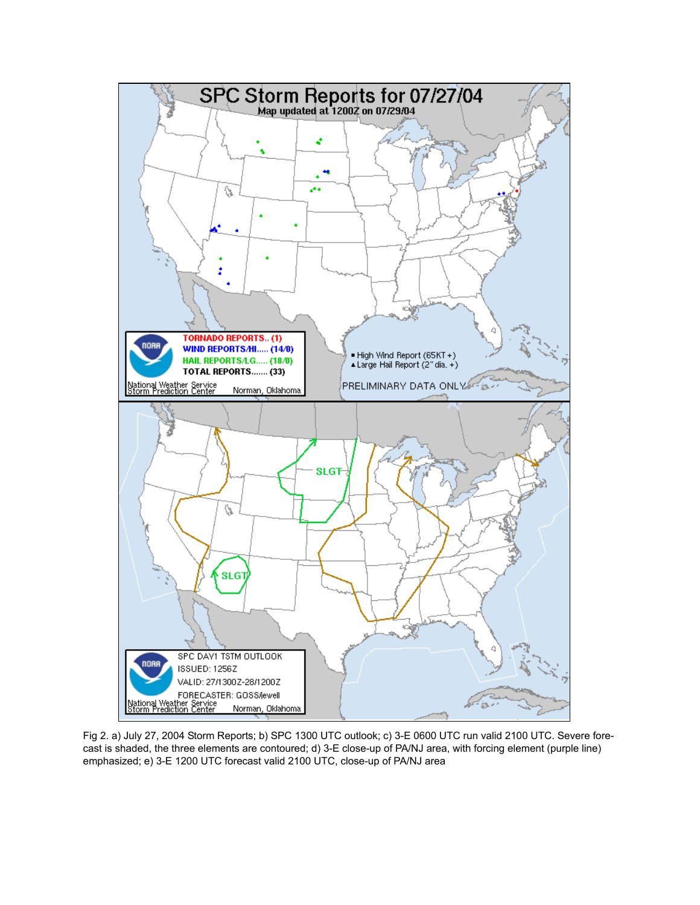Fig 2. a) July 27, 2004 Storm Reports; b) SPC 1300 UTC outlook; c) 3-E 0600 UTC run valid 2100 UTC. Severe forecast is shaded, the three elements are contoured; d) 3-E close-up of PA/NJ area, with forcing element (purple line) emphasized; e) 3-E 1200 UTC forecast valid 2100 UTC, close-up of PA/NJ area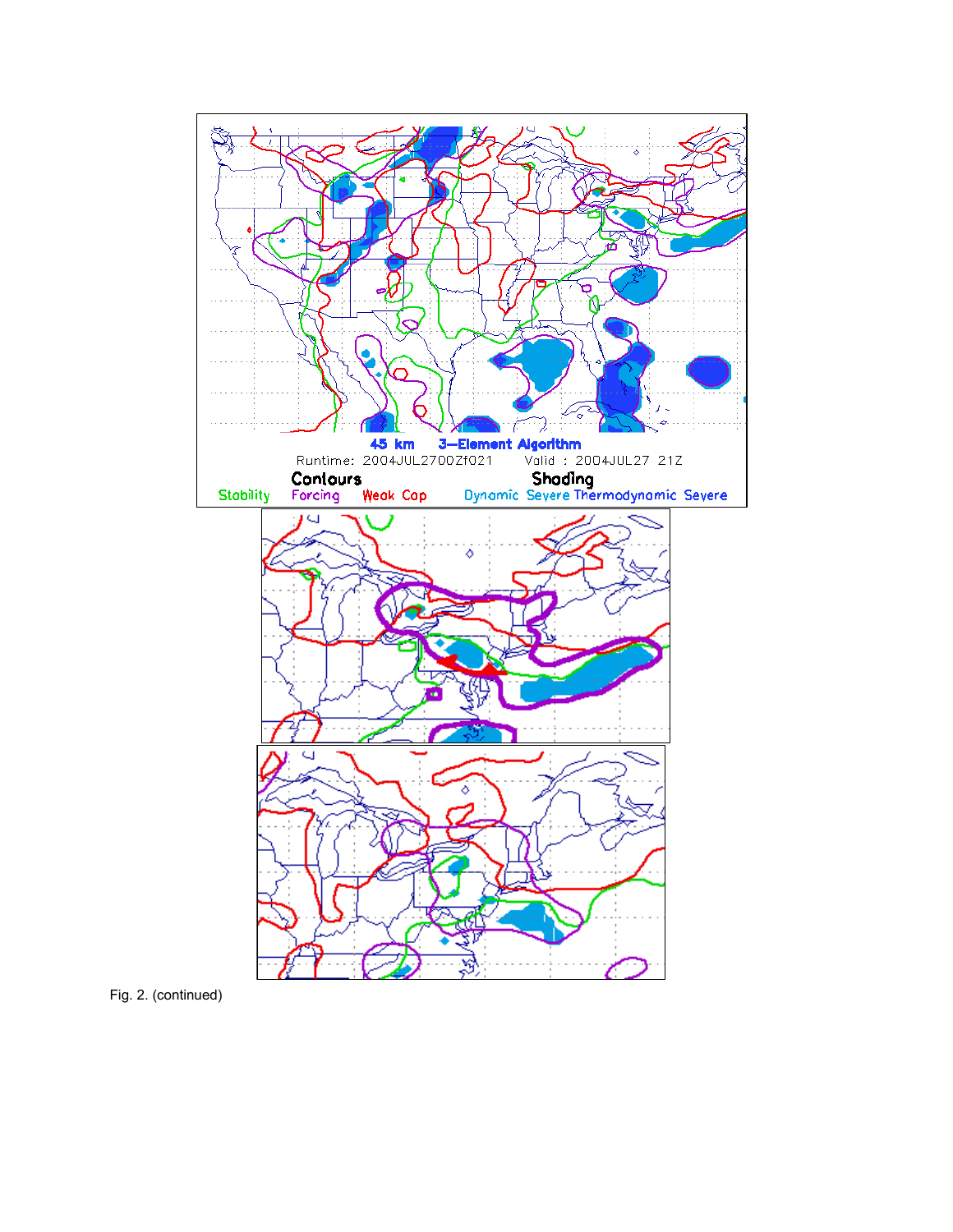45 km 3–Element Algorithm

Runtime: 2004JUL2700Zf021 Valid : 2004JUL27 21Z

Contours

Stability Forcing Weak Cap

Shading

Dynamic Severe Thermodynamic Severe

Fig. 2. (continued)